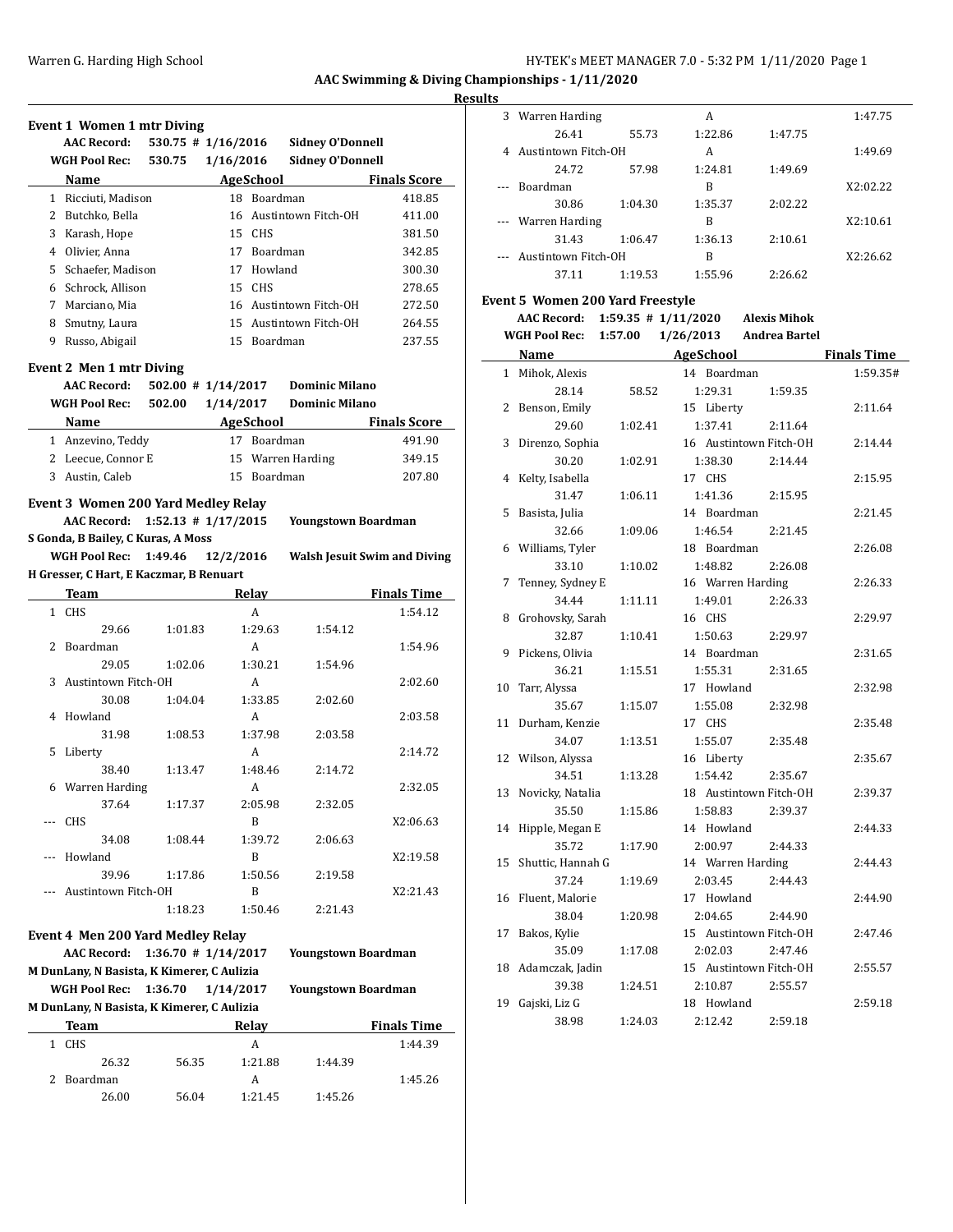## AAC Swimming & Diving Championships - 1/11/2020

**Results**

### Event 1 Women 1 mtr Diving

**AAC Record:** 530.75 # 1/16/2016 **Sidney O'Donnell**
**WGH Pool Rec:** 530.75 1/16/2016 **Sidney O'Donnell**

| | Name | Age | School | Finals Score |
|---|---|---|---|---|
| 1 | Ricciuti, Madison | 18 | Boardman | 418.85 |
| 2 | Butchko, Bella | 16 | Austintown Fitch-OH | 411.00 |
| 3 | Karash, Hope | 15 | CHS | 381.50 |
| 4 | Olivier, Anna | 17 | Boardman | 342.85 |
| 5 | Schaefer, Madison | 17 | Howland | 300.30 |
| 6 | Schrock, Allison | 15 | CHS | 278.65 |
| 7 | Marciano, Mia | 16 | Austintown Fitch-OH | 272.50 |
| 8 | Smutny, Laura | 15 | Austintown Fitch-OH | 264.55 |
| 9 | Russo, Abigail | 15 | Boardman | 237.55 |

### Event 2 Men 1 mtr Diving

**AAC Record:** 502.00 # 1/14/2017 **Dominic Milano**
**WGH Pool Rec:** 502.00 1/14/2017 **Dominic Milano**

| | Name | Age | School | Finals Score |
|---|---|---|---|---|
| 1 | Anzevino, Teddy | 17 | Boardman | 491.90 |
| 2 | Leecue, Connor E | 15 | Warren Harding | 349.15 |
| 3 | Austin, Caleb | 15 | Boardman | 207.80 |

### Event 3 Women 200 Yard Medley Relay

**AAC Record:** 1:52.13 # 1/17/2015 **Youngstown Boardman**
**S Gonda, B Bailey, C Kuras, A Moss**
**WGH Pool Rec:** 1:49.46 12/2/2016 **Walsh Jesuit Swim and Diving**
**H Gresser, C Hart, E Kaczmar, B Renuart**

| | Team | Relay | Finals Time |
|---|---|---|---|
| 1 | CHS | A | 1:54.12 |
| | 29.66 1:01.83 1:29.63 1:54.12 | | |
| 2 | Boardman | A | 1:54.96 |
| | 29.05 1:02.06 1:30.21 1:54.96 | | |
| 3 | Austintown Fitch-OH | A | 2:02.60 |
| | 30.08 1:04.04 1:33.85 2:02.60 | | |
| 4 | Howland | A | 2:03.58 |
| | 31.98 1:08.53 1:37.98 2:03.58 | | |
| 5 | Liberty | A | 2:14.72 |
| | 38.40 1:13.47 1:48.46 2:14.72 | | |
| 6 | Warren Harding | A | 2:32.05 |
| | 37.64 1:17.37 2:05.98 2:32.05 | | |
| --- | CHS | B | X2:06.63 |
| | 34.08 1:08.44 1:39.72 2:06.63 | | |
| --- | Howland | B | X2:19.58 |
| | 39.96 1:17.86 1:50.56 2:19.58 | | |
| --- | Austintown Fitch-OH | B | X2:21.43 |
| | 1:18.23 1:50.46 2:21.43 | | |

### Event 4 Men 200 Yard Medley Relay

**AAC Record:** 1:36.70 # 1/14/2017 **Youngstown Boardman**
**M DunLany, N Basista, K Kimerer, C Aulizia**
**WGH Pool Rec:** 1:36.70 1/14/2017 **Youngstown Boardman**
**M DunLany, N Basista, K Kimerer, C Aulizia**

| | Team | Relay | Finals Time |
|---|---|---|---|
| 1 | CHS | A | 1:44.39 |
| | 26.32 56.35 1:21.88 1:44.39 | | |
| 2 | Boardman | A | 1:45.26 |
| | 26.00 56.04 1:21.45 1:45.26 | | |
| 3 | Warren Harding | A | 1:47.75 |
| | 26.41 55.73 1:22.86 1:47.75 | | |
| 4 | Austintown Fitch-OH | A | 1:49.69 |
| | 24.72 57.98 1:24.81 1:49.69 | | |
| --- | Boardman | B | X2:02.22 |
| | 30.86 1:04.30 1:35.37 2:02.22 | | |
| --- | Warren Harding | B | X2:10.61 |
| | 31.43 1:06.47 1:36.13 2:10.61 | | |
| --- | Austintown Fitch-OH | B | X2:26.62 |
| | 37.11 1:19.53 1:55.96 2:26.62 | | |

### Event 5 Women 200 Yard Freestyle

**AAC Record:** 1:59.35 # 1/11/2020 **Alexis Mihok**
**WGH Pool Rec:** 1:57.00 1/26/2013 **Andrea Bartel**

| | Name | Age | School | Finals Time |
|---|---|---|---|---|
| 1 | Mihok, Alexis | 14 | Boardman | 1:59.35# |
| | 28.14 58.52 1:29.31 1:59.35 | | | |
| 2 | Benson, Emily | 15 | Liberty | 2:11.64 |
| | 29.60 1:02.41 1:37.41 2:11.64 | | | |
| 3 | Direnzo, Sophia | 16 | Austintown Fitch-OH | 2:14.44 |
| | 30.20 1:02.91 1:38.30 2:14.44 | | | |
| 4 | Kelty, Isabella | 17 | CHS | 2:15.95 |
| | 31.47 1:06.11 1:41.36 2:15.95 | | | |
| 5 | Basista, Julia | 14 | Boardman | 2:21.45 |
| | 32.66 1:09.06 1:46.54 2:21.45 | | | |
| 6 | Williams, Tyler | 18 | Boardman | 2:26.08 |
| | 33.10 1:10.02 1:48.82 2:26.08 | | | |
| 7 | Tenney, Sydney E | 16 | Warren Harding | 2:26.33 |
| | 34.44 1:11.11 1:49.01 2:26.33 | | | |
| 8 | Grohovsky, Sarah | 16 | CHS | 2:29.97 |
| | 32.87 1:10.41 1:50.63 2:29.97 | | | |
| 9 | Pickens, Olivia | 14 | Boardman | 2:31.65 |
| | 36.21 1:15.51 1:55.31 2:31.65 | | | |
| 10 | Tarr, Alyssa | 17 | Howland | 2:32.98 |
| | 35.67 1:15.07 1:55.08 2:32.98 | | | |
| 11 | Durham, Kenzie | 17 | CHS | 2:35.48 |
| | 34.07 1:13.51 1:55.07 2:35.48 | | | |
| 12 | Wilson, Alyssa | 16 | Liberty | 2:35.67 |
| | 34.51 1:13.28 1:54.42 2:35.67 | | | |
| 13 | Novicky, Natalia | 18 | Austintown Fitch-OH | 2:39.37 |
| | 35.50 1:15.86 1:58.83 2:39.37 | | | |
| 14 | Hipple, Megan E | 14 | Howland | 2:44.33 |
| | 35.72 1:17.90 2:00.97 2:44.33 | | | |
| 15 | Shuttic, Hannah G | 14 | Warren Harding | 2:44.43 |
| | 37.24 1:19.69 2:03.45 2:44.43 | | | |
| 16 | Fluent, Malorie | 17 | Howland | 2:44.90 |
| | 38.04 1:20.98 2:04.65 2:44.90 | | | |
| 17 | Bakos, Kylie | 15 | Austintown Fitch-OH | 2:47.46 |
| | 35.09 1:17.08 2:02.03 2:47.46 | | | |
| 18 | Adamczak, Jadin | 15 | Austintown Fitch-OH | 2:55.57 |
| | 39.38 1:24.51 2:10.87 2:55.57 | | | |
| 19 | Gajski, Liz G | 18 | Howland | 2:59.18 |
| | 38.98 1:24.03 2:12.42 2:59.18 | | | |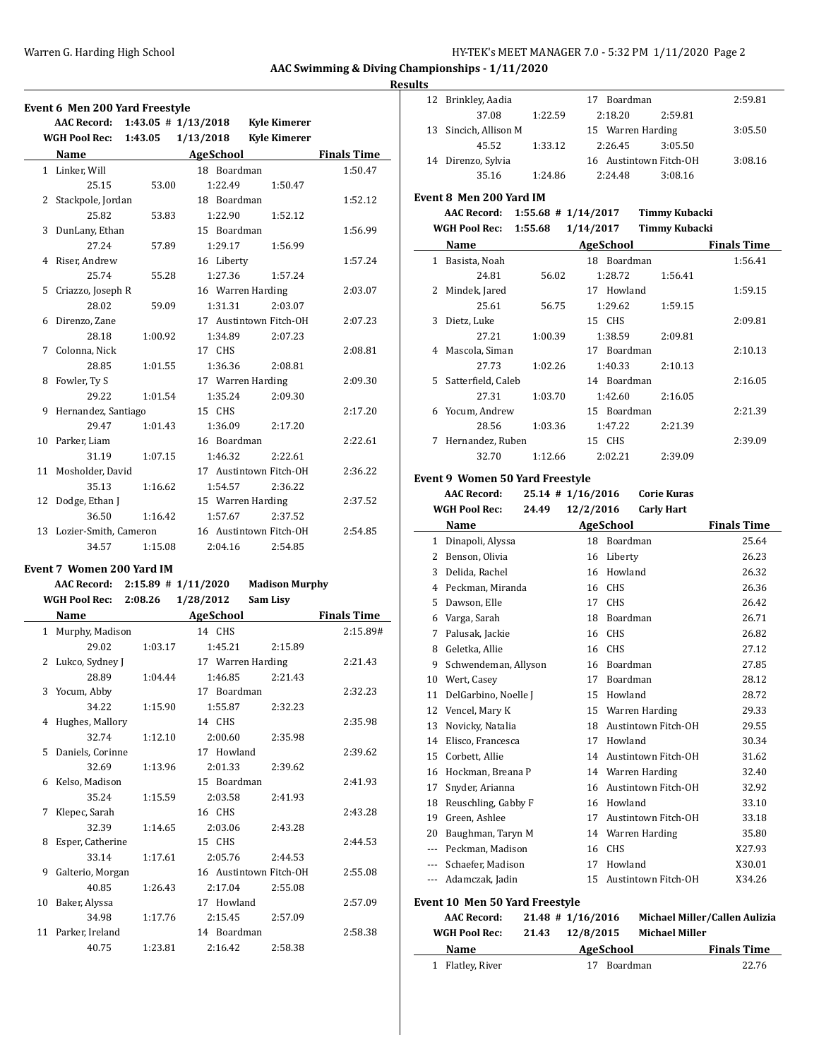## AAC Swimming & Diving Championships - 1/11/2020

### Results

#### Event 6 Men 200 Yard Freestyle

AAC Record: 1:43.05 # 1/13/2018 Kyle Kimerer
WGH Pool Rec: 1:43.05 1/13/2018 Kyle Kimerer

| | Name | Age | School | Finals Time |
|---|---|---|---|---|
| 1 | Linker, Will | 18 | Boardman | 1:50.47 |
| | 25.15 / 53.00 / 1:22.49 / 1:50.47 | | | |
| 2 | Stackpole, Jordan | 18 | Boardman | 1:52.12 |
| | 25.82 / 53.83 / 1:22.90 / 1:52.12 | | | |
| 3 | DunLany, Ethan | 15 | Boardman | 1:56.99 |
| | 27.24 / 57.89 / 1:29.17 / 1:56.99 | | | |
| 4 | Riser, Andrew | 16 | Liberty | 1:57.24 |
| | 25.74 / 55.28 / 1:27.36 / 1:57.24 | | | |
| 5 | Criazzo, Joseph R | 16 | Warren Harding | 2:03.07 |
| | 28.02 / 59.09 / 1:31.31 / 2:03.07 | | | |
| 6 | Direnzo, Zane | 17 | Austintown Fitch-OH | 2:07.23 |
| | 28.18 / 1:00.92 / 1:34.89 / 2:07.23 | | | |
| 7 | Colonna, Nick | 17 | CHS | 2:08.81 |
| | 28.85 / 1:01.55 / 1:36.36 / 2:08.81 | | | |
| 8 | Fowler, Ty S | 17 | Warren Harding | 2:09.30 |
| | 29.22 / 1:01.54 / 1:35.24 / 2:09.30 | | | |
| 9 | Hernandez, Santiago | 15 | CHS | 2:17.20 |
| | 29.47 / 1:01.43 / 1:36.09 / 2:17.20 | | | |
| 10 | Parker, Liam | 16 | Boardman | 2:22.61 |
| | 31.19 / 1:07.15 / 1:46.32 / 2:22.61 | | | |
| 11 | Mosholder, David | 17 | Austintown Fitch-OH | 2:36.22 |
| | 35.13 / 1:16.62 / 1:54.57 / 2:36.22 | | | |
| 12 | Dodge, Ethan J | 15 | Warren Harding | 2:37.52 |
| | 36.50 / 1:16.42 / 1:57.67 / 2:37.52 | | | |
| 13 | Lozier-Smith, Cameron | 16 | Austintown Fitch-OH | 2:54.85 |
| | 34.57 / 1:15.08 / 2:04.16 / 2:54.85 | | | |

#### Event 7 Women 200 Yard IM

AAC Record: 2:15.89 # 1/11/2020 Madison Murphy
WGH Pool Rec: 2:08.26 1/28/2012 Sam Lisy

| | Name | Age | School | Finals Time |
|---|---|---|---|---|
| 1 | Murphy, Madison | 14 | CHS | 2:15.89# |
| | 29.02 / 1:03.17 / 1:45.21 / 2:15.89 | | | |
| 2 | Lukco, Sydney J | 17 | Warren Harding | 2:21.43 |
| | 28.89 / 1:04.44 / 1:46.85 / 2:21.43 | | | |
| 3 | Yocum, Abby | 17 | Boardman | 2:32.23 |
| | 34.22 / 1:15.90 / 1:55.87 / 2:32.23 | | | |
| 4 | Hughes, Mallory | 14 | CHS | 2:35.98 |
| | 32.74 / 1:12.10 / 2:00.60 / 2:35.98 | | | |
| 5 | Daniels, Corinne | 17 | Howland | 2:39.62 |
| | 32.69 / 1:13.96 / 2:01.33 / 2:39.62 | | | |
| 6 | Kelso, Madison | 15 | Boardman | 2:41.93 |
| | 35.24 / 1:15.59 / 2:03.58 / 2:41.93 | | | |
| 7 | Klepec, Sarah | 16 | CHS | 2:43.28 |
| | 32.39 / 1:14.65 / 2:03.06 / 2:43.28 | | | |
| 8 | Esper, Catherine | 15 | CHS | 2:44.53 |
| | 33.14 / 1:17.61 / 2:05.76 / 2:44.53 | | | |
| 9 | Galterio, Morgan | 16 | Austintown Fitch-OH | 2:55.08 |
| | 40.85 / 1:26.43 / 2:17.04 / 2:55.08 | | | |
| 10 | Baker, Alyssa | 17 | Howland | 2:57.09 |
| | 34.98 / 1:17.76 / 2:15.45 / 2:57.09 | | | |
| 11 | Parker, Ireland | 14 | Boardman | 2:58.38 |
| | 40.75 / 1:23.81 / 2:16.42 / 2:58.38 | | | |
| 12 | Brinkley, Aadia | 17 | Boardman | 2:59.81 |
| | 37.08 / 1:22.59 / 2:18.20 / 2:59.81 | | | |
| 13 | Sincich, Allison M | 15 | Warren Harding | 3:05.50 |
| | 45.52 / 1:33.12 / 2:26.45 / 3:05.50 | | | |
| 14 | Direnzo, Sylvia | 16 | Austintown Fitch-OH | 3:08.16 |
| | 35.16 / 1:24.86 / 2:24.48 / 3:08.16 | | | |

#### Event 8 Men 200 Yard IM

AAC Record: 1:55.68 # 1/14/2017 Timmy Kubacki
WGH Pool Rec: 1:55.68 1/14/2017 Timmy Kubacki

| | Name | Age | School | Finals Time |
|---|---|---|---|---|
| 1 | Basista, Noah | 18 | Boardman | 1:56.41 |
| | 24.81 / 56.02 / 1:28.72 / 1:56.41 | | | |
| 2 | Mindek, Jared | 17 | Howland | 1:59.15 |
| | 25.61 / 56.75 / 1:29.62 / 1:59.15 | | | |
| 3 | Dietz, Luke | 15 | CHS | 2:09.81 |
| | 27.21 / 1:00.39 / 1:38.59 / 2:09.81 | | | |
| 4 | Mascola, Siman | 17 | Boardman | 2:10.13 |
| | 27.73 / 1:02.26 / 1:40.33 / 2:10.13 | | | |
| 5 | Satterfield, Caleb | 14 | Boardman | 2:16.05 |
| | 27.31 / 1:03.70 / 1:42.60 / 2:16.05 | | | |
| 6 | Yocum, Andrew | 15 | Boardman | 2:21.39 |
| | 28.56 / 1:03.36 / 1:47.22 / 2:21.39 | | | |
| 7 | Hernandez, Ruben | 15 | CHS | 2:39.09 |
| | 32.70 / 1:12.66 / 2:02.21 / 2:39.09 | | | |

#### Event 9 Women 50 Yard Freestyle

AAC Record: 25.14 # 1/16/2016 Corie Kuras
WGH Pool Rec: 24.49 12/2/2016 Carly Hart

| | Name | Age | School | Finals Time |
|---|---|---|---|---|
| 1 | Dinapoli, Alyssa | 18 | Boardman | 25.64 |
| 2 | Benson, Olivia | 16 | Liberty | 26.23 |
| 3 | Delida, Rachel | 16 | Howland | 26.32 |
| 4 | Peckman, Miranda | 16 | CHS | 26.36 |
| 5 | Dawson, Elle | 17 | CHS | 26.42 |
| 6 | Varga, Sarah | 18 | Boardman | 26.71 |
| 7 | Palusak, Jackie | 16 | CHS | 26.82 |
| 8 | Geletka, Allie | 16 | CHS | 27.12 |
| 9 | Schwendeman, Allyson | 16 | Boardman | 27.85 |
| 10 | Wert, Casey | 17 | Boardman | 28.12 |
| 11 | DelGarbino, Noelle J | 15 | Howland | 28.72 |
| 12 | Vencel, Mary K | 15 | Warren Harding | 29.33 |
| 13 | Novicky, Natalia | 18 | Austintown Fitch-OH | 29.55 |
| 14 | Elisco, Francesca | 17 | Howland | 30.34 |
| 15 | Corbett, Allie | 14 | Austintown Fitch-OH | 31.62 |
| 16 | Hockman, Breana P | 14 | Warren Harding | 32.40 |
| 17 | Snyder, Arianna | 16 | Austintown Fitch-OH | 32.92 |
| 18 | Reuschling, Gabby F | 16 | Howland | 33.10 |
| 19 | Green, Ashlee | 17 | Austintown Fitch-OH | 33.18 |
| 20 | Baughman, Taryn M | 14 | Warren Harding | 35.80 |
| --- | Peckman, Madison | 16 | CHS | X27.93 |
| --- | Schaefer, Madison | 17 | Howland | X30.01 |
| --- | Adamczak, Jadin | 15 | Austintown Fitch-OH | X34.26 |

#### Event 10 Men 50 Yard Freestyle

AAC Record: 21.48 # 1/16/2016 Michael Miller/Callen Aulizia
WGH Pool Rec: 21.43 12/8/2015 Michael Miller

| | Name | Age | School | Finals Time |
|---|---|---|---|---|
| 1 | Flatley, River | 17 | Boardman | 22.76 |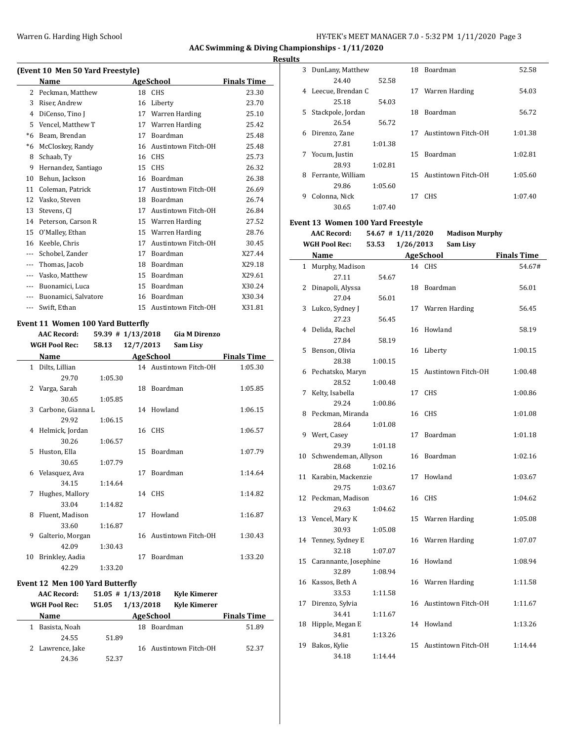## AAC Swimming & Diving Championships - 1/11/2020

### Results

#### (Event 10 Men 50 Yard Freestyle)

| | Name | Age | School | Finals Time |
|---|---|---|---|---|
| 2 | Peckman, Matthew | 18 | CHS | 23.30 |
| 3 | Riser, Andrew | 16 | Liberty | 23.70 |
| 4 | DiCenso, Tino J | 17 | Warren Harding | 25.10 |
| 5 | Vencel, Matthew T | 17 | Warren Harding | 25.42 |
| *6 | Beam, Brendan | 17 | Boardman | 25.48 |
| *6 | McCloskey, Randy | 16 | Austintown Fitch-OH | 25.48 |
| 8 | Schaab, Ty | 16 | CHS | 25.73 |
| 9 | Hernandez, Santiago | 15 | CHS | 26.32 |
| 10 | Behun, Jackson | 16 | Boardman | 26.38 |
| 11 | Coleman, Patrick | 17 | Austintown Fitch-OH | 26.69 |
| 12 | Vasko, Steven | 18 | Boardman | 26.74 |
| 13 | Stevens, CJ | 17 | Austintown Fitch-OH | 26.84 |
| 14 | Peterson, Carson R | 15 | Warren Harding | 27.52 |
| 15 | O'Malley, Ethan | 15 | Warren Harding | 28.76 |
| 16 | Keeble, Chris | 17 | Austintown Fitch-OH | 30.45 |
| --- | Schobel, Zander | 17 | Boardman | X27.44 |
| --- | Thomas, Jacob | 18 | Boardman | X29.18 |
| --- | Vasko, Matthew | 15 | Boardman | X29.61 |
| --- | Buonamici, Luca | 15 | Boardman | X30.24 |
| --- | Buonamici, Salvatore | 16 | Boardman | X30.34 |
| --- | Swift, Ethan | 15 | Austintown Fitch-OH | X31.81 |

#### Event 11 Women 100 Yard Butterfly

**AAC Record:** 59.39 # 1/13/2018 Gia M Direnzo
**WGH Pool Rec:** 58.13 12/7/2013 Sam Lisy

| | Name | Age | School | Splits | Finals Time |
|---|---|---|---|---|---|
| 1 | Dilts, Lillian | 14 | Austintown Fitch-OH | 29.70 / 1:05.30 | 1:05.30 |
| 2 | Varga, Sarah | 18 | Boardman | 30.65 / 1:05.85 | 1:05.85 |
| 3 | Carbone, Gianna L | 14 | Howland | 29.92 / 1:06.15 | 1:06.15 |
| 4 | Helmick, Jordan | 16 | CHS | 30.26 / 1:06.57 | 1:06.57 |
| 5 | Huston, Ella | 15 | Boardman | 30.65 / 1:07.79 | 1:07.79 |
| 6 | Velasquez, Ava | 17 | Boardman | 34.15 / 1:14.64 | 1:14.64 |
| 7 | Hughes, Mallory | 14 | CHS | 33.04 / 1:14.82 | 1:14.82 |
| 8 | Fluent, Madison | 17 | Howland | 33.60 / 1:16.87 | 1:16.87 |
| 9 | Galterio, Morgan | 16 | Austintown Fitch-OH | 42.09 / 1:30.43 | 1:30.43 |
| 10 | Brinkley, Aadia | 17 | Boardman | 42.29 / 1:33.20 | 1:33.20 |

#### Event 12 Men 100 Yard Butterfly

**AAC Record:** 51.05 # 1/13/2018 Kyle Kimerer
**WGH Pool Rec:** 51.05 1/13/2018 Kyle Kimerer

| | Name | Age | School | Splits | Finals Time |
|---|---|---|---|---|---|
| 1 | Basista, Noah | 18 | Boardman | 24.55 / 51.89 | 51.89 |
| 2 | Lawrence, Jake | 16 | Austintown Fitch-OH | 24.36 / 52.37 | 52.37 |
| 3 | DunLany, Matthew | 18 | Boardman | 24.40 / 52.58 | 52.58 |
| 4 | Leecue, Brendan C | 17 | Warren Harding | 25.18 / 54.03 | 54.03 |
| 5 | Stackpole, Jordan | 18 | Boardman | 26.54 / 56.72 | 56.72 |
| 6 | Direnzo, Zane | 17 | Austintown Fitch-OH | 27.81 / 1:01.38 | 1:01.38 |
| 7 | Yocum, Justin | 15 | Boardman | 28.93 / 1:02.81 | 1:02.81 |
| 8 | Ferrante, William | 15 | Austintown Fitch-OH | 29.86 / 1:05.60 | 1:05.60 |
| 9 | Colonna, Nick | 17 | CHS | 30.65 / 1:07.40 | 1:07.40 |

#### Event 13 Women 100 Yard Freestyle

**AAC Record:** 54.67 # 1/11/2020 Madison Murphy
**WGH Pool Rec:** 53.53 1/26/2013 Sam Lisy

| | Name | Age | School | Splits | Finals Time |
|---|---|---|---|---|---|
| 1 | Murphy, Madison | 14 | CHS | 27.11 / 54.67 | 54.67# |
| 2 | Dinapoli, Alyssa | 18 | Boardman | 27.04 / 56.01 | 56.01 |
| 3 | Lukco, Sydney J | 17 | Warren Harding | 27.23 / 56.45 | 56.45 |
| 4 | Delida, Rachel | 16 | Howland | 27.84 / 58.19 | 58.19 |
| 5 | Benson, Olivia | 16 | Liberty | 28.38 / 1:00.15 | 1:00.15 |
| 6 | Pechatsko, Maryn | 15 | Austintown Fitch-OH | 28.52 / 1:00.48 | 1:00.48 |
| 7 | Kelty, Isabella | 17 | CHS | 29.24 / 1:00.86 | 1:00.86 |
| 8 | Peckman, Miranda | 16 | CHS | 28.64 / 1:01.08 | 1:01.08 |
| 9 | Wert, Casey | 17 | Boardman | 29.39 / 1:01.18 | 1:01.18 |
| 10 | Schwendeman, Allyson | 16 | Boardman | 28.68 / 1:02.16 | 1:02.16 |
| 11 | Karabin, Mackenzie | 17 | Howland | 29.75 / 1:03.67 | 1:03.67 |
| 12 | Peckman, Madison | 16 | CHS | 29.63 / 1:04.62 | 1:04.62 |
| 13 | Vencel, Mary K | 15 | Warren Harding | 30.93 / 1:05.08 | 1:05.08 |
| 14 | Tenney, Sydney E | 16 | Warren Harding | 32.18 / 1:07.07 | 1:07.07 |
| 15 | Carannante, Josephine | 16 | Howland | 32.89 / 1:08.94 | 1:08.94 |
| 16 | Kassos, Beth A | 16 | Warren Harding | 33.53 / 1:11.58 | 1:11.58 |
| 17 | Direnzo, Sylvia | 16 | Austintown Fitch-OH | 34.41 / 1:11.67 | 1:11.67 |
| 18 | Hipple, Megan E | 14 | Howland | 34.81 / 1:13.26 | 1:13.26 |
| 19 | Bakos, Kylie | 15 | Austintown Fitch-OH | 34.18 / 1:14.44 | 1:14.44 |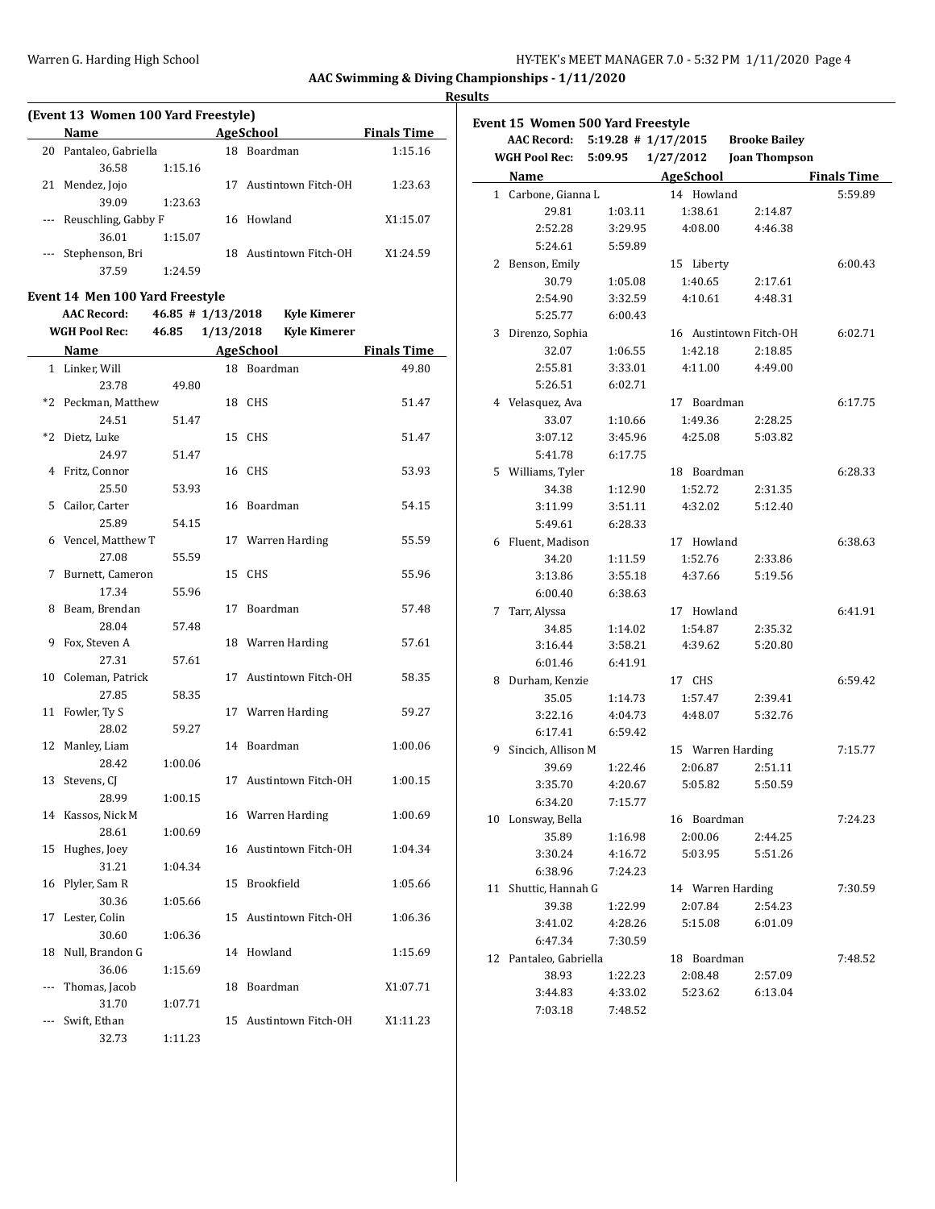# AAC Swimming & Diving Championships - 1/11/2020

## Results

### (Event 13 Women 100 Yard Freestyle)

| | Name | Age | School | Finals Time |
|---|---|---|---|---|
| 20 | Pantaleo, Gabriella | 18 | Boardman | 1:15.16 |
| | 36.58 1:15.16 | | | |
| 21 | Mendez, Jojo | 17 | Austintown Fitch-OH | 1:23.63 |
| | 39.09 1:23.63 | | | |
| --- | Reuschling, Gabby F | 16 | Howland | X1:15.07 |
| | 36.01 1:15.07 | | | |
| --- | Stephenson, Bri | 18 | Austintown Fitch-OH | X1:24.59 |
| | 37.59 1:24.59 | | | |

### Event 14 Men 100 Yard Freestyle

AAC Record: 46.85 # 1/13/2018 Kyle Kimerer
WGH Pool Rec: 46.85 1/13/2018 Kyle Kimerer

| | Name | Age | School | Finals Time |
|---|---|---|---|---|
| 1 | Linker, Will | 18 | Boardman | 49.80 |
| | 23.78 49.80 | | | |
| *2 | Peckman, Matthew | 18 | CHS | 51.47 |
| | 24.51 51.47 | | | |
| *2 | Dietz, Luke | 15 | CHS | 51.47 |
| | 24.97 51.47 | | | |
| 4 | Fritz, Connor | 16 | CHS | 53.93 |
| | 25.50 53.93 | | | |
| 5 | Cailor, Carter | 16 | Boardman | 54.15 |
| | 25.89 54.15 | | | |
| 6 | Vencel, Matthew T | 17 | Warren Harding | 55.59 |
| | 27.08 55.59 | | | |
| 7 | Burnett, Cameron | 15 | CHS | 55.96 |
| | 17.34 55.96 | | | |
| 8 | Beam, Brendan | 17 | Boardman | 57.48 |
| | 28.04 57.48 | | | |
| 9 | Fox, Steven A | 18 | Warren Harding | 57.61 |
| | 27.31 57.61 | | | |
| 10 | Coleman, Patrick | 17 | Austintown Fitch-OH | 58.35 |
| | 27.85 58.35 | | | |
| 11 | Fowler, Ty S | 17 | Warren Harding | 59.27 |
| | 28.02 59.27 | | | |
| 12 | Manley, Liam | 14 | Boardman | 1:00.06 |
| | 28.42 1:00.06 | | | |
| 13 | Stevens, CJ | 17 | Austintown Fitch-OH | 1:00.15 |
| | 28.99 1:00.15 | | | |
| 14 | Kassos, Nick M | 16 | Warren Harding | 1:00.69 |
| | 28.61 1:00.69 | | | |
| 15 | Hughes, Joey | 16 | Austintown Fitch-OH | 1:04.34 |
| | 31.21 1:04.34 | | | |
| 16 | Plyler, Sam R | 15 | Brookfield | 1:05.66 |
| | 30.36 1:05.66 | | | |
| 17 | Lester, Colin | 15 | Austintown Fitch-OH | 1:06.36 |
| | 30.60 1:06.36 | | | |
| 18 | Null, Brandon G | 14 | Howland | 1:15.69 |
| | 36.06 1:15.69 | | | |
| --- | Thomas, Jacob | 18 | Boardman | X1:07.71 |
| | 31.70 1:07.71 | | | |
| --- | Swift, Ethan | 15 | Austintown Fitch-OH | X1:11.23 |
| | 32.73 1:11.23 | | | |

### Event 15 Women 500 Yard Freestyle

AAC Record: 5:19.28 # 1/17/2015 Brooke Bailey
WGH Pool Rec: 5:09.95 1/27/2012 Joan Thompson

| | Name | Age | School | Finals Time |
|---|---|---|---|---|
| 1 | Carbone, Gianna L | 14 | Howland | 5:59.89 |
| | 29.81 1:03.11 1:38.61 2:14.87 | | | |
| | 2:52.28 3:29.95 4:08.00 4:46.38 | | | |
| | 5:24.61 5:59.89 | | | |
| 2 | Benson, Emily | 15 | Liberty | 6:00.43 |
| | 30.79 1:05.08 1:40.65 2:17.61 | | | |
| | 2:54.90 3:32.59 4:10.61 4:48.31 | | | |
| | 5:25.77 6:00.43 | | | |
| 3 | Direnzo, Sophia | 16 | Austintown Fitch-OH | 6:02.71 |
| | 32.07 1:06.55 1:42.18 2:18.85 | | | |
| | 2:55.81 3:33.01 4:11.00 4:49.00 | | | |
| | 5:26.51 6:02.71 | | | |
| 4 | Velasquez, Ava | 17 | Boardman | 6:17.75 |
| | 33.07 1:10.66 1:49.36 2:28.25 | | | |
| | 3:07.12 3:45.96 4:25.08 5:03.82 | | | |
| | 5:41.78 6:17.75 | | | |
| 5 | Williams, Tyler | 18 | Boardman | 6:28.33 |
| | 34.38 1:12.90 1:52.72 2:31.35 | | | |
| | 3:11.99 3:51.11 4:32.02 5:12.40 | | | |
| | 5:49.61 6:28.33 | | | |
| 6 | Fluent, Madison | 17 | Howland | 6:38.63 |
| | 34.20 1:11.59 1:52.76 2:33.86 | | | |
| | 3:13.86 3:55.18 4:37.66 5:19.56 | | | |
| | 6:00.40 6:38.63 | | | |
| 7 | Tarr, Alyssa | 17 | Howland | 6:41.91 |
| | 34.85 1:14.02 1:54.87 2:35.32 | | | |
| | 3:16.44 3:58.21 4:39.62 5:20.80 | | | |
| | 6:01.46 6:41.91 | | | |
| 8 | Durham, Kenzie | 17 | CHS | 6:59.42 |
| | 35.05 1:14.73 1:57.47 2:39.41 | | | |
| | 3:22.16 4:04.73 4:48.07 5:32.76 | | | |
| | 6:17.41 6:59.42 | | | |
| 9 | Sincich, Allison M | 15 | Warren Harding | 7:15.77 |
| | 39.69 1:22.46 2:06.87 2:51.11 | | | |
| | 3:35.70 4:20.67 5:05.82 5:50.59 | | | |
| | 6:34.20 7:15.77 | | | |
| 10 | Lonsway, Bella | 16 | Boardman | 7:24.23 |
| | 35.89 1:16.98 2:00.06 2:44.25 | | | |
| | 3:30.24 4:16.72 5:03.95 5:51.26 | | | |
| | 6:38.96 7:24.23 | | | |
| 11 | Shuttic, Hannah G | 14 | Warren Harding | 7:30.59 |
| | 39.38 1:22.99 2:07.84 2:54.23 | | | |
| | 3:41.02 4:28.26 5:15.08 6:01.09 | | | |
| | 6:47.34 7:30.59 | | | |
| 12 | Pantaleo, Gabriella | 18 | Boardman | 7:48.52 |
| | 38.93 1:22.23 2:08.48 2:57.09 | | | |
| | 3:44.83 4:33.02 5:23.62 6:13.04 | | | |
| | 7:03.18 7:48.52 | | | |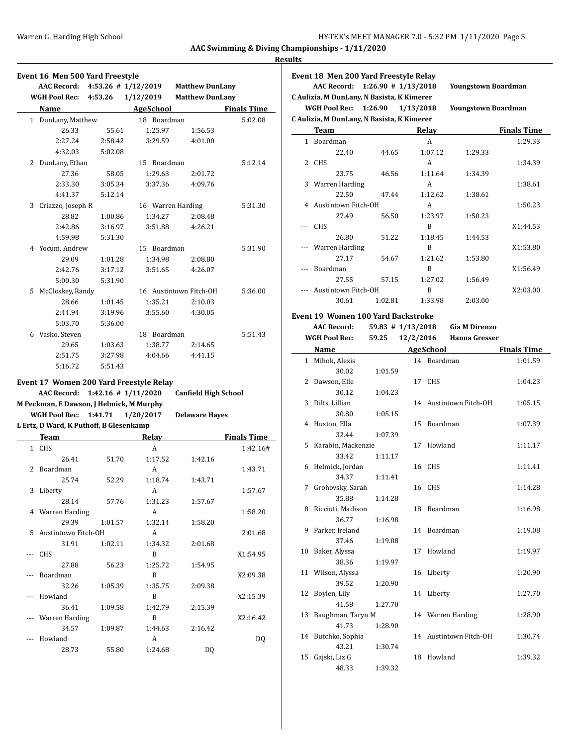## AAC Swimming & Diving Championships - 1/11/2020

### Results

### Event 16 Men 500 Yard Freestyle

**AAC Record:** 4:53.26 # 1/12/2019 Matthew DunLany
**WGH Pool Rec:** 4:53.26 1/12/2019 Matthew DunLany

| | Name | Age | School | Finals Time |
|---|---|---|---|---|
| 1 | DunLany, Matthew | 18 | Boardman | 5:02.08 |
| | 26.33, 55.61, 1:25.97, 1:56.53, 2:27.24, 2:58.42, 3:29.59, 4:01.00, 4:32.03, 5:02.08 | | | |
| 2 | DunLany, Ethan | 15 | Boardman | 5:12.14 |
| | 27.36, 58.05, 1:29.63, 2:01.72, 2:33.30, 3:05.34, 3:37.36, 4:09.76, 4:41.37, 5:12.14 | | | |
| 3 | Criazzo, Joseph R | 16 | Warren Harding | 5:31.30 |
| | 28.82, 1:00.86, 1:34.27, 2:08.48, 2:42.86, 3:16.97, 3:51.88, 4:26.21, 4:59.98, 5:31.30 | | | |
| 4 | Yocum, Andrew | 15 | Boardman | 5:31.90 |
| | 29.09, 1:01.28, 1:34.98, 2:08.80, 2:42.76, 3:17.12, 3:51.65, 4:26.07, 5:00.30, 5:31.90 | | | |
| 5 | McCloskey, Randy | 16 | Austintown Fitch-OH | 5:36.00 |
| | 28.66, 1:01.45, 1:35.21, 2:10.03, 2:44.94, 3:19.96, 3:55.60, 4:30.05, 5:03.70, 5:36.00 | | | |
| 6 | Vasko, Steven | 18 | Boardman | 5:51.43 |
| | 29.65, 1:03.63, 1:38.77, 2:14.65, 2:51.75, 3:27.98, 4:04.66, 4:41.15, 5:16.72, 5:51.43 | | | |

### Event 17 Women 200 Yard Freestyle Relay

**AAC Record:** 1:42.16 # 1/11/2020 Canfield High School
M Peckman, E Dawson, J Helmick, M Murphy
**WGH Pool Rec:** 1:41.71 1/20/2017 Delaware Hayes
L Ertz, D Ward, K Puthoff, B Glesenkamp

| | Team | Relay | Finals Time |
|---|---|---|---|
| 1 | CHS | A | 1:42.16# |
| | 26.41, 51.70, 1:17.52, 1:42.16 | | |
| 2 | Boardman | A | 1:43.71 |
| | 25.74, 52.29, 1:18.74, 1:43.71 | | |
| 3 | Liberty | A | 1:57.67 |
| | 28.14, 57.76, 1:31.23, 1:57.67 | | |
| 4 | Warren Harding | A | 1:58.20 |
| | 29.39, 1:01.57, 1:32.14, 1:58.20 | | |
| 5 | Austintown Fitch-OH | A | 2:01.68 |
| | 31.91, 1:02.11, 1:34.32, 2:01.68 | | |
| --- | CHS | B | X1:54.95 |
| | 27.88, 56.23, 1:25.72, 1:54.95 | | |
| --- | Boardman | B | X2:09.38 |
| | 32.26, 1:05.39, 1:35.75, 2:09.38 | | |
| --- | Howland | B | X2:15.39 |
| | 36.41, 1:09.58, 1:42.79, 2:15.39 | | |
| --- | Warren Harding | B | X2:16.42 |
| | 34.57, 1:09.87, 1:44.63, 2:16.42 | | |
| --- | Howland | A | DQ |
| | 28.73, 55.80, 1:24.68, DQ | | |

### Event 18 Men 200 Yard Freestyle Relay

**AAC Record:** 1:26.90 # 1/13/2018 Youngstown Boardman
C Aulizia, M DunLany, N Basista, K Kimerer
**WGH Pool Rec:** 1:26.90 1/13/2018 Youngstown Boardman
C Aulizia, M DunLany, N Basista, K Kimerer

| | Team | Relay | Finals Time |
|---|---|---|---|
| 1 | Boardman | A | 1:29.33 |
| | 22.40, 44.65, 1:07.12, 1:29.33 | | |
| 2 | CHS | A | 1:34.39 |
| | 23.75, 46.56, 1:11.64, 1:34.39 | | |
| 3 | Warren Harding | A | 1:38.61 |
| | 22.50, 47.44, 1:12.62, 1:38.61 | | |
| 4 | Austintown Fitch-OH | A | 1:50.23 |
| | 27.49, 56.50, 1:23.97, 1:50.23 | | |
| --- | CHS | B | X1:44.53 |
| | 26.80, 51.22, 1:18.45, 1:44.53 | | |
| --- | Warren Harding | B | X1:53.80 |
| | 27.17, 54.67, 1:21.62, 1:53.80 | | |
| --- | Boardman | B | X1:56.49 |
| | 27.55, 57.15, 1:27.02, 1:56.49 | | |
| --- | Austintown Fitch-OH | B | X2:03.00 |
| | 30.61, 1:02.81, 1:33.98, 2:03.00 | | |

### Event 19 Women 100 Yard Backstroke

**AAC Record:** 59.83 # 1/13/2018 Gia M Direnzo
**WGH Pool Rec:** 59.25 12/2/2016 Hanna Gresser

| | Name | Age | School | Finals Time |
|---|---|---|---|---|
| 1 | Mihok, Alexis | 14 | Boardman | 1:01.59 |
| | 30.02, 1:01.59 | | | |
| 2 | Dawson, Elle | 17 | CHS | 1:04.23 |
| | 30.12, 1:04.23 | | | |
| 3 | Dilts, Lillian | 14 | Austintown Fitch-OH | 1:05.15 |
| | 30.80, 1:05.15 | | | |
| 4 | Huston, Ella | 15 | Boardman | 1:07.39 |
| | 32.44, 1:07.39 | | | |
| 5 | Karabin, Mackenzie | 17 | Howland | 1:11.17 |
| | 33.42, 1:11.17 | | | |
| 6 | Helmick, Jordan | 16 | CHS | 1:11.41 |
| | 34.37, 1:11.41 | | | |
| 7 | Grohovsky, Sarah | 16 | CHS | 1:14.28 |
| | 35.88, 1:14.28 | | | |
| 8 | Ricciuti, Madison | 18 | Boardman | 1:16.98 |
| | 36.77, 1:16.98 | | | |
| 9 | Parker, Ireland | 14 | Boardman | 1:19.08 |
| | 37.46, 1:19.08 | | | |
| 10 | Baker, Alyssa | 17 | Howland | 1:19.97 |
| | 38.36, 1:19.97 | | | |
| 11 | Wilson, Alyssa | 16 | Liberty | 1:20.90 |
| | 39.52, 1:20.90 | | | |
| 12 | Boylen, Lily | 14 | Liberty | 1:27.70 |
| | 41.58, 1:27.70 | | | |
| 13 | Baughman, Taryn M | 14 | Warren Harding | 1:28.90 |
| | 41.73, 1:28.90 | | | |
| 14 | Butchko, Sophia | 14 | Austintown Fitch-OH | 1:30.74 |
| | 43.21, 1:30.74 | | | |
| 15 | Gajski, Liz G | 18 | Howland | 1:39.32 |
| | 48.33, 1:39.32 | | | |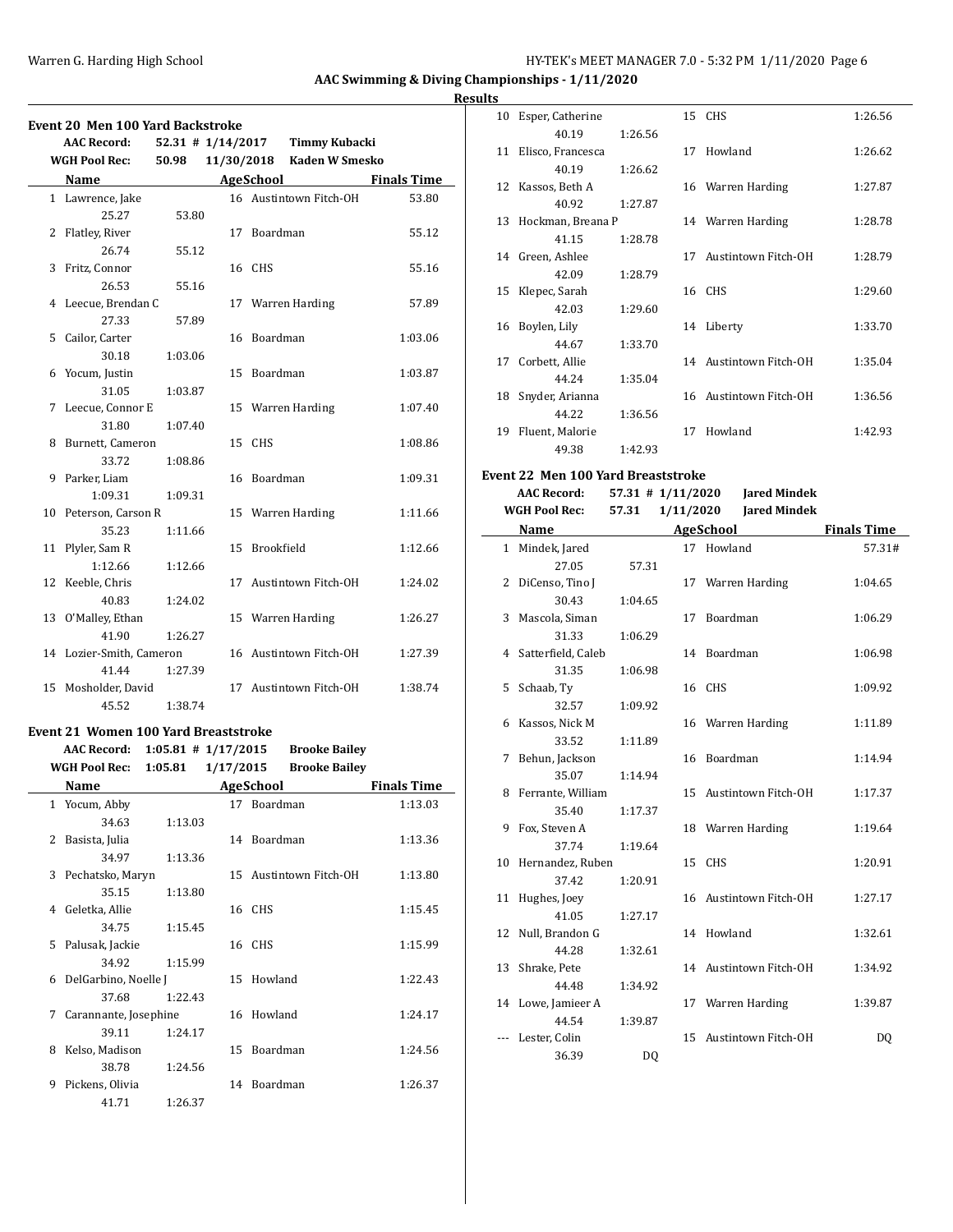## Results

### Event 20 Men 100 Yard Backstroke

AAC Record: 52.31 # 1/14/2017 Timmy Kubacki
WGH Pool Rec: 50.98 11/30/2018 Kaden W Smesko

| | Name | Age | School | Finals Time |
|---|---|---|---|---|
| 1 | Lawrence, Jake | 16 | Austintown Fitch-OH | 53.80 |
| | 25.27 53.80 | | | |
| 2 | Flatley, River | 17 | Boardman | 55.12 |
| | 26.74 55.12 | | | |
| 3 | Fritz, Connor | 16 | CHS | 55.16 |
| | 26.53 55.16 | | | |
| 4 | Leecue, Brendan C | 17 | Warren Harding | 57.89 |
| | 27.33 57.89 | | | |
| 5 | Cailor, Carter | 16 | Boardman | 1:03.06 |
| | 30.18 1:03.06 | | | |
| 6 | Yocum, Justin | 15 | Boardman | 1:03.87 |
| | 31.05 1:03.87 | | | |
| 7 | Leecue, Connor E | 15 | Warren Harding | 1:07.40 |
| | 31.80 1:07.40 | | | |
| 8 | Burnett, Cameron | 15 | CHS | 1:08.86 |
| | 33.72 1:08.86 | | | |
| 9 | Parker, Liam | 16 | Boardman | 1:09.31 |
| | 1:09.31 1:09.31 | | | |
| 10 | Peterson, Carson R | 15 | Warren Harding | 1:11.66 |
| | 35.23 1:11.66 | | | |
| 11 | Plyler, Sam R | 15 | Brookfield | 1:12.66 |
| | 1:12.66 1:12.66 | | | |
| 12 | Keeble, Chris | 17 | Austintown Fitch-OH | 1:24.02 |
| | 40.83 1:24.02 | | | |
| 13 | O'Malley, Ethan | 15 | Warren Harding | 1:26.27 |
| | 41.90 1:26.27 | | | |
| 14 | Lozier-Smith, Cameron | 16 | Austintown Fitch-OH | 1:27.39 |
| | 41.44 1:27.39 | | | |
| 15 | Mosholder, David | 17 | Austintown Fitch-OH | 1:38.74 |
| | 45.52 1:38.74 | | | |

### Event 21 Women 100 Yard Breaststroke

AAC Record: 1:05.81 # 1/17/2015 Brooke Bailey
WGH Pool Rec: 1:05.81 1/17/2015 Brooke Bailey

| | Name | Age | School | Finals Time |
|---|---|---|---|---|
| 1 | Yocum, Abby | 17 | Boardman | 1:13.03 |
| | 34.63 1:13.03 | | | |
| 2 | Basista, Julia | 14 | Boardman | 1:13.36 |
| | 34.97 1:13.36 | | | |
| 3 | Pechatsko, Maryn | 15 | Austintown Fitch-OH | 1:13.80 |
| | 35.15 1:13.80 | | | |
| 4 | Geletka, Allie | 16 | CHS | 1:15.45 |
| | 34.75 1:15.45 | | | |
| 5 | Palusak, Jackie | 16 | CHS | 1:15.99 |
| | 34.92 1:15.99 | | | |
| 6 | DelGarbino, Noelle J | 15 | Howland | 1:22.43 |
| | 37.68 1:22.43 | | | |
| 7 | Carannante, Josephine | 16 | Howland | 1:24.17 |
| | 39.11 1:24.17 | | | |
| 8 | Kelso, Madison | 15 | Boardman | 1:24.56 |
| | 38.78 1:24.56 | | | |
| 9 | Pickens, Olivia | 14 | Boardman | 1:26.37 |
| | 41.71 1:26.37 | | | |
| 10 | Esper, Catherine | 15 | CHS | 1:26.56 |
| | 40.19 1:26.56 | | | |
| 11 | Elisco, Francesca | 17 | Howland | 1:26.62 |
| | 40.19 1:26.62 | | | |
| 12 | Kassos, Beth A | 16 | Warren Harding | 1:27.87 |
| | 40.92 1:27.87 | | | |
| 13 | Hockman, Breana P | 14 | Warren Harding | 1:28.78 |
| | 41.15 1:28.78 | | | |
| 14 | Green, Ashlee | 17 | Austintown Fitch-OH | 1:28.79 |
| | 42.09 1:28.79 | | | |
| 15 | Klepec, Sarah | 16 | CHS | 1:29.60 |
| | 42.03 1:29.60 | | | |
| 16 | Boylen, Lily | 14 | Liberty | 1:33.70 |
| | 44.67 1:33.70 | | | |
| 17 | Corbett, Allie | 14 | Austintown Fitch-OH | 1:35.04 |
| | 44.24 1:35.04 | | | |
| 18 | Snyder, Arianna | 16 | Austintown Fitch-OH | 1:36.56 |
| | 44.22 1:36.56 | | | |
| 19 | Fluent, Malorie | 17 | Howland | 1:42.93 |
| | 49.38 1:42.93 | | | |

### Event 22 Men 100 Yard Breaststroke

AAC Record: 57.31 # 1/11/2020 Jared Mindek
WGH Pool Rec: 57.31 1/11/2020 Jared Mindek

| | Name | Age | School | Finals Time |
|---|---|---|---|---|
| 1 | Mindek, Jared | 17 | Howland | 57.31# |
| | 27.05 57.31 | | | |
| 2 | DiCenso, Tino J | 17 | Warren Harding | 1:04.65 |
| | 30.43 1:04.65 | | | |
| 3 | Mascola, Siman | 17 | Boardman | 1:06.29 |
| | 31.33 1:06.29 | | | |
| 4 | Satterfield, Caleb | 14 | Boardman | 1:06.98 |
| | 31.35 1:06.98 | | | |
| 5 | Schaab, Ty | 16 | CHS | 1:09.92 |
| | 32.57 1:09.92 | | | |
| 6 | Kassos, Nick M | 16 | Warren Harding | 1:11.89 |
| | 33.52 1:11.89 | | | |
| 7 | Behun, Jackson | 16 | Boardman | 1:14.94 |
| | 35.07 1:14.94 | | | |
| 8 | Ferrante, William | 15 | Austintown Fitch-OH | 1:17.37 |
| | 35.40 1:17.37 | | | |
| 9 | Fox, Steven A | 18 | Warren Harding | 1:19.64 |
| | 37.74 1:19.64 | | | |
| 10 | Hernandez, Ruben | 15 | CHS | 1:20.91 |
| | 37.42 1:20.91 | | | |
| 11 | Hughes, Joey | 16 | Austintown Fitch-OH | 1:27.17 |
| | 41.05 1:27.17 | | | |
| 12 | Null, Brandon G | 14 | Howland | 1:32.61 |
| | 44.28 1:32.61 | | | |
| 13 | Shrake, Pete | 14 | Austintown Fitch-OH | 1:34.92 |
| | 44.48 1:34.92 | | | |
| 14 | Lowe, Jamieer A | 17 | Warren Harding | 1:39.87 |
| | 44.54 1:39.87 | | | |
| --- | Lester, Colin | 15 | Austintown Fitch-OH | DQ |
| | 36.39 DQ | | | |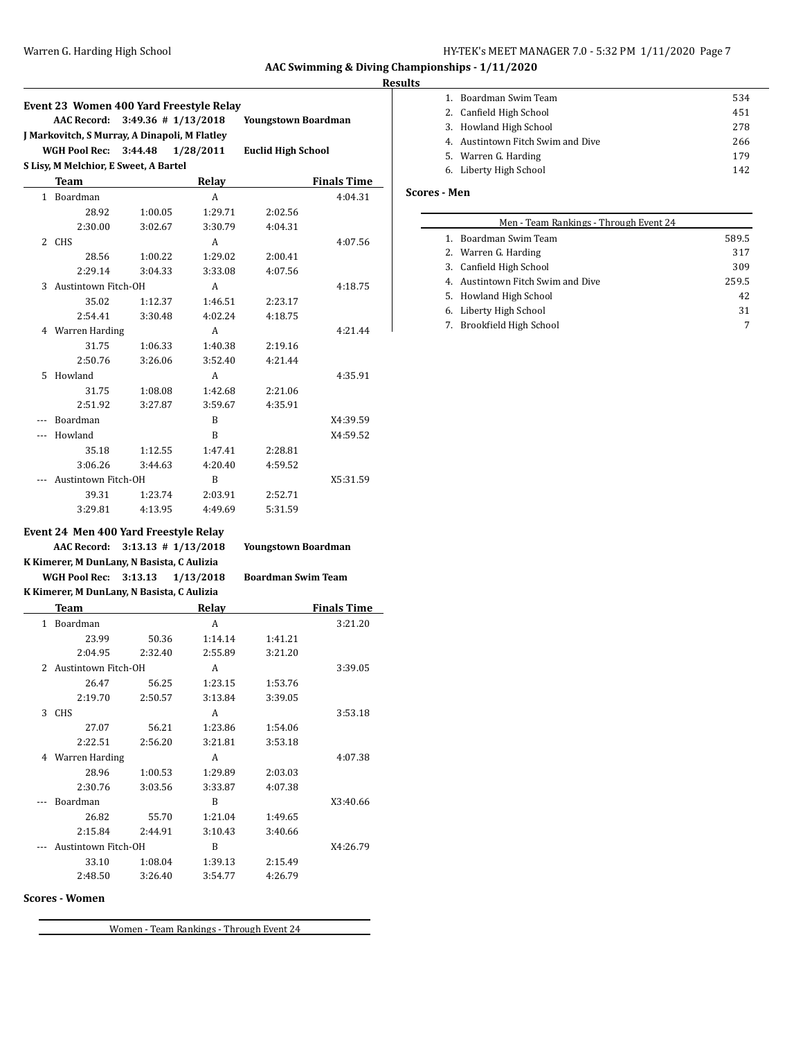## AAC Swimming & Diving Championships - 1/11/2020

### Results

#### Event 23 Women 400 Yard Freestyle Relay

**AAC Record: 3:49.36 # 1/13/2018 Youngstown Boardman**
**J Markovitch, S Murray, A Dinapoli, M Flatley**
**WGH Pool Rec: 3:44.48 1/28/2011 Euclid High School**
**S Lisy, M Melchior, E Sweet, A Bartel**

| | Team | | Relay | | Finals Time |
|---|---|---|---|---|---|
| 1 | Boardman | | A | | 4:04.31 |
| | 28.92 | 1:00.05 | 1:29.71 | 2:02.56 | |
| | 2:30.00 | 3:02.67 | 3:30.79 | 4:04.31 | |
| 2 | CHS | | A | | 4:07.56 |
| | 28.56 | 1:00.22 | 1:29.02 | 2:00.41 | |
| | 2:29.14 | 3:04.33 | 3:33.08 | 4:07.56 | |
| 3 | Austintown Fitch-OH | | A | | 4:18.75 |
| | 35.02 | 1:12.37 | 1:46.51 | 2:23.17 | |
| | 2:54.41 | 3:30.48 | 4:02.24 | 4:18.75 | |
| 4 | Warren Harding | | A | | 4:21.44 |
| | 31.75 | 1:06.33 | 1:40.38 | 2:19.16 | |
| | 2:50.76 | 3:26.06 | 3:52.40 | 4:21.44 | |
| 5 | Howland | | A | | 4:35.91 |
| | 31.75 | 1:08.08 | 1:42.68 | 2:21.06 | |
| | 2:51.92 | 3:27.87 | 3:59.67 | 4:35.91 | |
| --- | Boardman | | B | | X4:39.59 |
| --- | Howland | | B | | X4:59.52 |
| | 35.18 | 1:12.55 | 1:47.41 | 2:28.81 | |
| | 3:06.26 | 3:44.63 | 4:20.40 | 4:59.52 | |
| --- | Austintown Fitch-OH | | B | | X5:31.59 |
| | 39.31 | 1:23.74 | 2:03.91 | 2:52.71 | |
| | 3:29.81 | 4:13.95 | 4:49.69 | 5:31.59 | |

#### Event 24 Men 400 Yard Freestyle Relay

**AAC Record: 3:13.13 # 1/13/2018 Youngstown Boardman**
**K Kimerer, M DunLany, N Basista, C Aulizia**
**WGH Pool Rec: 3:13.13 1/13/2018 Boardman Swim Team**
**K Kimerer, M DunLany, N Basista, C Aulizia**

| | Team | | Relay | | Finals Time |
|---|---|---|---|---|---|
| 1 | Boardman | | A | | 3:21.20 |
| | 23.99 | 50.36 | 1:14.14 | 1:41.21 | |
| | 2:04.95 | 2:32.40 | 2:55.89 | 3:21.20 | |
| 2 | Austintown Fitch-OH | | A | | 3:39.05 |
| | 26.47 | 56.25 | 1:23.15 | 1:53.76 | |
| | 2:19.70 | 2:50.57 | 3:13.84 | 3:39.05 | |
| 3 | CHS | | A | | 3:53.18 |
| | 27.07 | 56.21 | 1:23.86 | 1:54.06 | |
| | 2:22.51 | 2:56.20 | 3:21.81 | 3:53.18 | |
| 4 | Warren Harding | | A | | 4:07.38 |
| | 28.96 | 1:00.53 | 1:29.89 | 2:03.03 | |
| | 2:30.76 | 3:03.56 | 3:33.87 | 4:07.38 | |
| --- | Boardman | | B | | X3:40.66 |
| | 26.82 | 55.70 | 1:21.04 | 1:49.65 | |
| | 2:15.84 | 2:44.91 | 3:10.43 | 3:40.66 | |
| --- | Austintown Fitch-OH | | B | | X4:26.79 |
| | 33.10 | 1:08.04 | 1:39.13 | 2:15.49 | |
| | 2:48.50 | 3:26.40 | 3:54.77 | 4:26.79 | |

### Scores - Women

| Women - Team Rankings - Through Event 24 | |
|---|---|
| 1. Boardman Swim Team | 534 |
| 2. Canfield High School | 451 |
| 3. Howland High School | 278 |
| 4. Austintown Fitch Swim and Dive | 266 |
| 5. Warren G. Harding | 179 |
| 6. Liberty High School | 142 |

### Scores - Men

| Men - Team Rankings - Through Event 24 | |
|---|---|
| 1. Boardman Swim Team | 589.5 |
| 2. Warren G. Harding | 317 |
| 3. Canfield High School | 309 |
| 4. Austintown Fitch Swim and Dive | 259.5 |
| 5. Howland High School | 42 |
| 6. Liberty High School | 31 |
| 7. Brookfield High School | 7 |